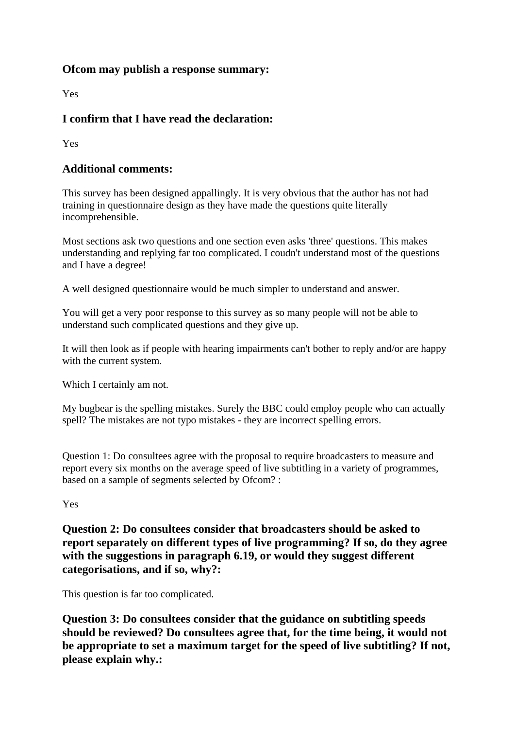### Ofcom may publish a response summary:

Yes

### I confirm that I have read the declaration:

Yes

### Additional comments:

This survey has been designed appallingly. It is very obvious that the author has not had training in questionnaire design as they have made the questions quite literally incomprehensible.

Most sections ask two questions and one section even asks 'three' questions. This makes understanding and replying far too complicated. I coudn't understand most of the questions and I have a degree!

A well designed questionnaire would be much simpler to understand and answer.

You will get a very poor response to this survey as so many people will not be able to understand such complicated questions and they give up.

It will then look as if people with hearing impairments can't bother to reply and/or are happy with the current system.

Which I certainly am not.

My bugbear is the spelling mistakes. Surely the BBC could employ people who can actually spell? The mistakes are not typo mistakes - they are incorrect spelling errors.

Question 1: Do consultees agree with the proposal to require broadcasters to measure and report every six months on the average speed of live subtitling in a variety of programmes, based on a sample of segments selected by Ofcom? :

Yes

### Question 2: Do consultees consider that broadcasters should be asked to report separately on different types of live programming? If so, do they agree with the suggestions in paragraph 6.19, or would they suggest different categorisations, and if so, why?:

This question is far too complicated.

### Question 3: Do consultees consider that the guidance on subtitling speeds should be reviewed? Do consultees agree that, for the time being, it would not be appropriate to set a maximum target for the speed of live subtitling? If not, please explain why.: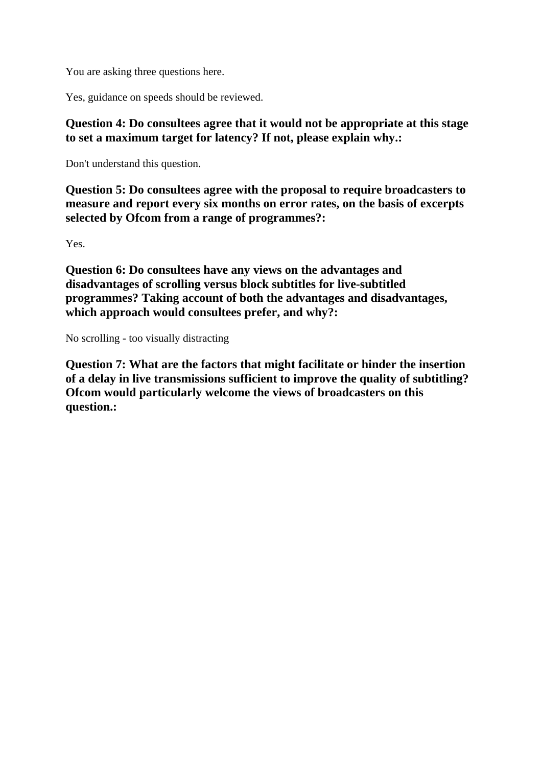You are asking three questions here.

Yes, guidance on speeds should be reviewed.

**Question 4: Do consultees agree that it would not be appropriate at this stage to set a maximum target for latency? If not, please explain why.:**

Don't understand this question.

**Question 5: Do consultees agree with the proposal to require broadcasters to measure and report every six months on error rates, on the basis of excerpts selected by Ofcom from a range of programmes?:**

Yes.

**Question 6: Do consultees have any views on the advantages and disadvantages of scrolling versus block subtitles for live-subtitled programmes? Taking account of both the advantages and disadvantages, which approach would consultees prefer, and why?:**

No scrolling - too visually distracting

**Question 7: What are the factors that might facilitate or hinder the insertion of a delay in live transmissions sufficient to improve the quality of subtitling? Ofcom would particularly welcome the views of broadcasters on this question.:**